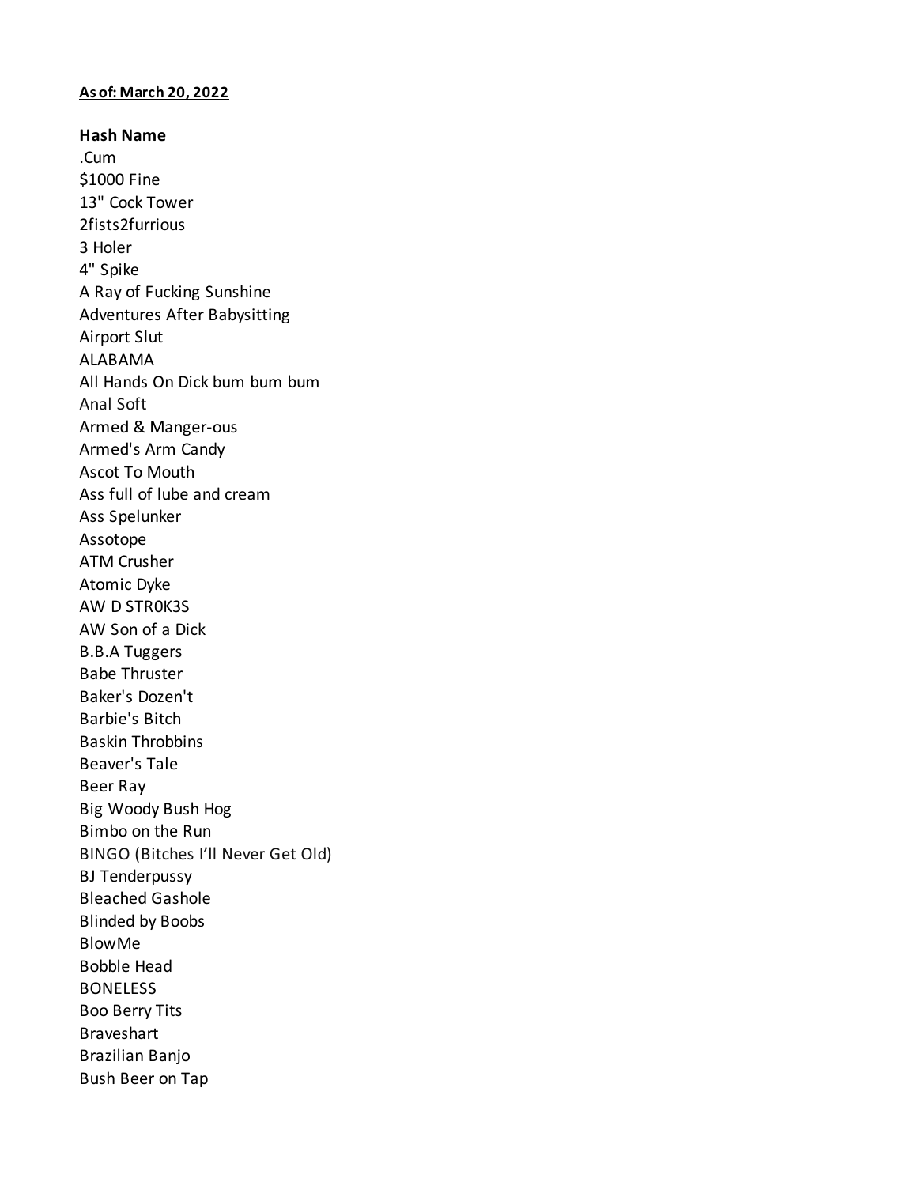**As of: March 20, 2022**

**Hash Name**

.Cum
$1000 Fine
13" Cock Tower
2fists2furrious
3 Holer
4" Spike
A Ray of Fucking Sunshine
Adventures After Babysitting
Airport Slut
ALABAMA
All Hands On Dick bum bum bum
Anal Soft
Armed & Manger-ous
Armed's Arm Candy
Ascot To Mouth
Ass full of lube and cream
Ass Spelunker
Assotope
ATM Crusher
Atomic Dyke
AW D STR0K3S
AW Son of a Dick
B.B.A Tuggers
Babe Thruster
Baker's Dozen't
Barbie's Bitch
Baskin Throbbins
Beaver's Tale
Beer Ray
Big Woody Bush Hog
Bimbo on the Run
BINGO (Bitches I'll Never Get Old)
BJ Tenderpussy
Bleached Gashole
Blinded by Boobs
BlowMe
Bobble Head
BONELESS
Boo Berry Tits
Braveshart
Brazilian Banjo
Bush Beer on Tap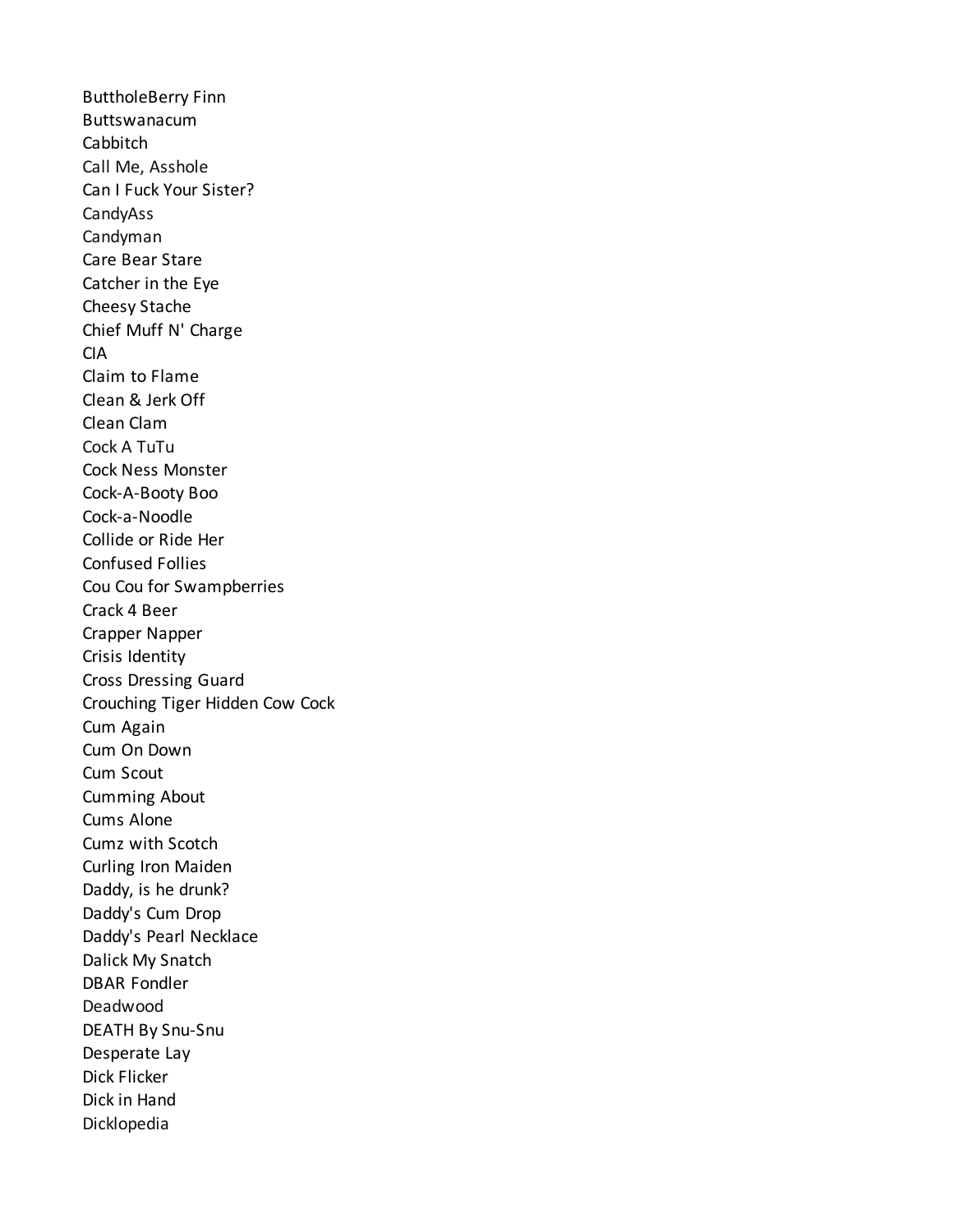ButtholeBerry Finn
Buttswanacum
Cabbitch
Call Me, Asshole
Can I Fuck Your Sister?
CandyAss
Candyman
Care Bear Stare
Catcher in the Eye
Cheesy Stache
Chief Muff N' Charge
CIA
Claim to Flame
Clean & Jerk Off
Clean Clam
Cock A TuTu
Cock Ness Monster
Cock-A-Booty Boo
Cock-a-Noodle
Collide or Ride Her
Confused Follies
Cou Cou for Swampberries
Crack 4 Beer
Crapper Napper
Crisis Identity
Cross Dressing Guard
Crouching Tiger Hidden Cow Cock
Cum Again
Cum On Down
Cum Scout
Cumming About
Cums Alone
Cumz with Scotch
Curling Iron Maiden
Daddy, is he drunk?
Daddy's Cum Drop
Daddy's Pearl Necklace
Dalick My Snatch
DBAR Fondler
Deadwood
DEATH By Snu-Snu
Desperate Lay
Dick Flicker
Dick in Hand
Dicklopedia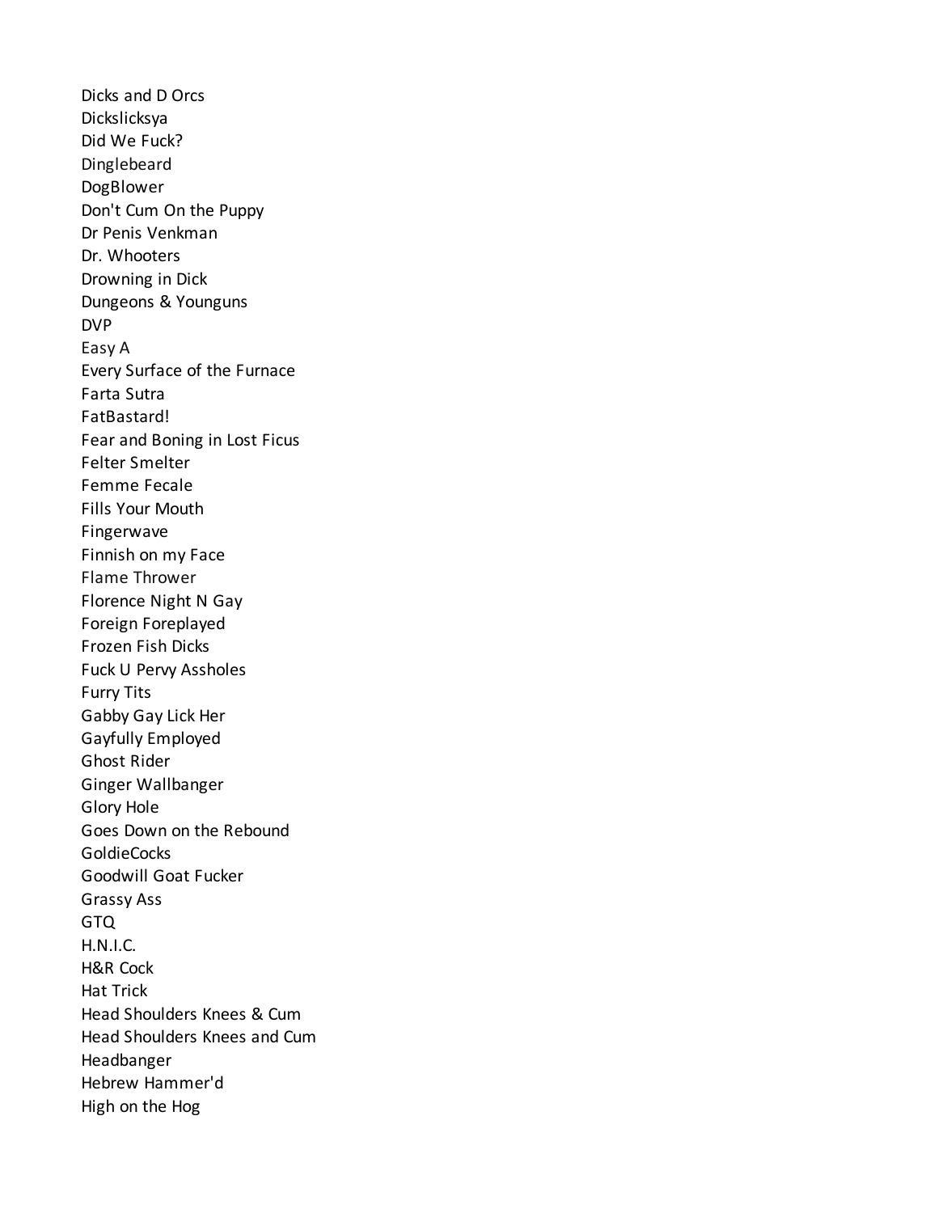Dicks and D Orcs
Dickslicksya
Did We Fuck?
Dinglebeard
DogBlower
Don't Cum On the Puppy
Dr Penis Venkman
Dr. Whooters
Drowning in Dick
Dungeons & Younguns
DVP
Easy A
Every Surface of the Furnace
Farta Sutra
FatBastard!
Fear and Boning in Lost Ficus
Felter Smelter
Femme Fecale
Fills Your Mouth
Fingerwave
Finnish on my Face
Flame Thrower
Florence Night N Gay
Foreign Foreplayed
Frozen Fish Dicks
Fuck U Pervy Assholes
Furry Tits
Gabby Gay Lick Her
Gayfully Employed
Ghost Rider
Ginger Wallbanger
Glory Hole
Goes Down on the Rebound
GoldieCocks
Goodwill Goat Fucker
Grassy Ass
GTQ
H.N.I.C.
H&R Cock
Hat Trick
Head Shoulders Knees & Cum
Head Shoulders Knees and Cum
Headbanger
Hebrew Hammer'd
High on the Hog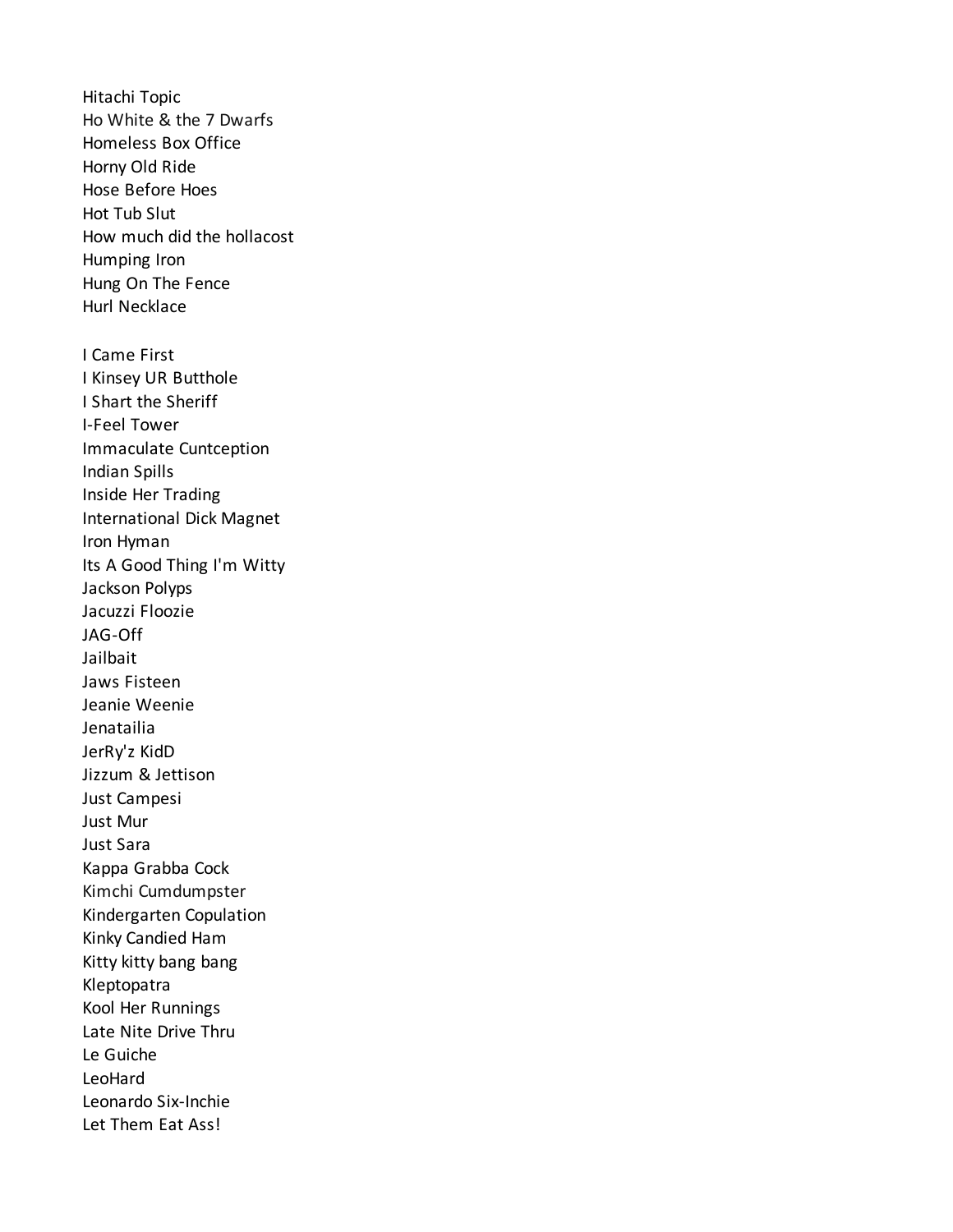Hitachi Topic
Ho White & the 7 Dwarfs
Homeless Box Office
Horny Old Ride
Hose Before Hoes
Hot Tub Slut
How much did the hollacost
Humping Iron
Hung On The Fence
Hurl Necklace

I Came First
I Kinsey UR Butthole
I Shart the Sheriff
I-Feel Tower
Immaculate Cuntception
Indian Spills
Inside Her Trading
International Dick Magnet
Iron Hyman
Its A Good Thing I'm Witty
Jackson Polyps
Jacuzzi Floozie
JAG-Off
Jailbait
Jaws Fisteen
Jeanie Weenie
Jenatailia
JerRy'z KidD
Jizzum & Jettison
Just Campesi
Just Mur
Just Sara
Kappa Grabba Cock
Kimchi Cumdumpster
Kindergarten Copulation
Kinky Candied Ham
Kitty kitty bang bang
Kleptopatra
Kool Her Runnings
Late Nite Drive Thru
Le Guiche
LeoHard
Leonardo Six-Inchie
Let Them Eat Ass!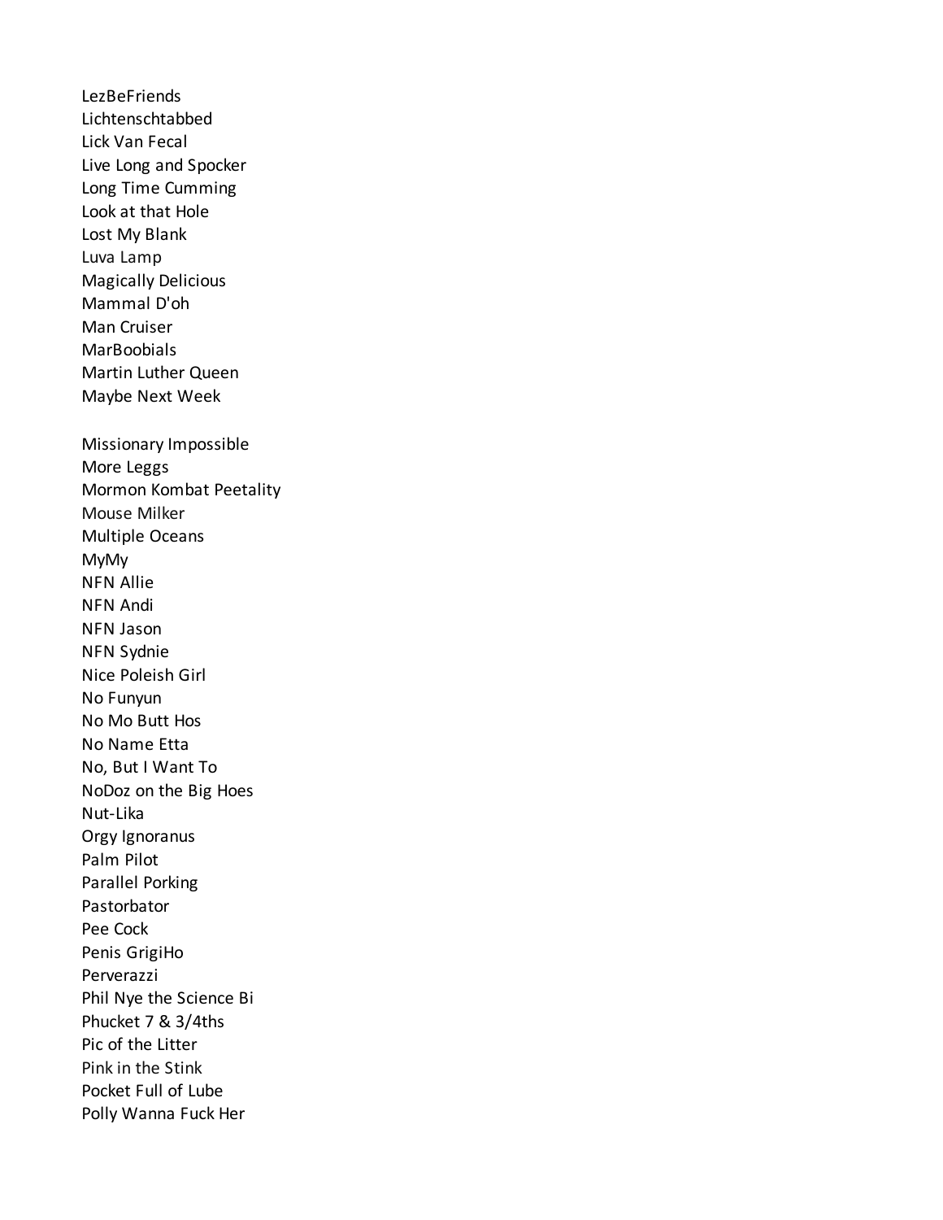LezBeFriends
Lichtenschtabbed
Lick Van Fecal
Live Long and Spocker
Long Time Cumming
Look at that Hole
Lost My Blank
Luva Lamp
Magically Delicious
Mammal D'oh
Man Cruiser
MarBoobials
Martin Luther Queen
Maybe Next Week

Missionary Impossible
More Leggs
Mormon Kombat Peetality
Mouse Milker
Multiple Oceans
MyMy
NFN Allie
NFN Andi
NFN Jason
NFN Sydnie
Nice Poleish Girl
No Funyun
No Mo Butt Hos
No Name Etta
No, But I Want To
NoDoz on the Big Hoes
Nut-Lika
Orgy Ignoranus
Palm Pilot
Parallel Porking
Pastorbator
Pee Cock
Penis GrigiHo
Perverazzi
Phil Nye the Science Bi
Phucket 7 & 3/4ths
Pic of the Litter
Pink in the Stink
Pocket Full of Lube
Polly Wanna Fuck Her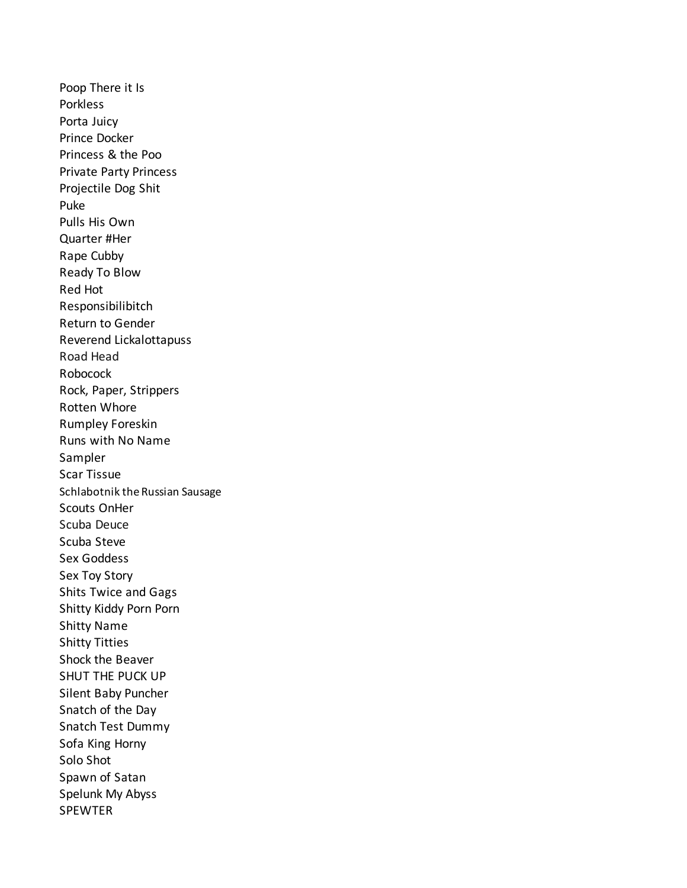Poop There it Is
Porkless
Porta Juicy
Prince Docker
Princess & the Poo
Private Party Princess
Projectile Dog Shit
Puke
Pulls His Own
Quarter #Her
Rape Cubby
Ready To Blow
Red Hot
Responsibilibitch
Return to Gender
Reverend Lickalottapuss
Road Head
Robocock
Rock, Paper, Strippers
Rotten Whore
Rumpley Foreskin
Runs with No Name
Sampler
Scar Tissue
Schlabotnik the Russian Sausage
Scouts OnHer
Scuba Deuce
Scuba Steve
Sex Goddess
Sex Toy Story
Shits Twice and Gags
Shitty Kiddy Porn Porn
Shitty Name
Shitty Titties
Shock the Beaver
SHUT THE PUCK UP
Silent Baby Puncher
Snatch of the Day
Snatch Test Dummy
Sofa King Horny
Solo Shot
Spawn of Satan
Spelunk My Abyss
SPEWTER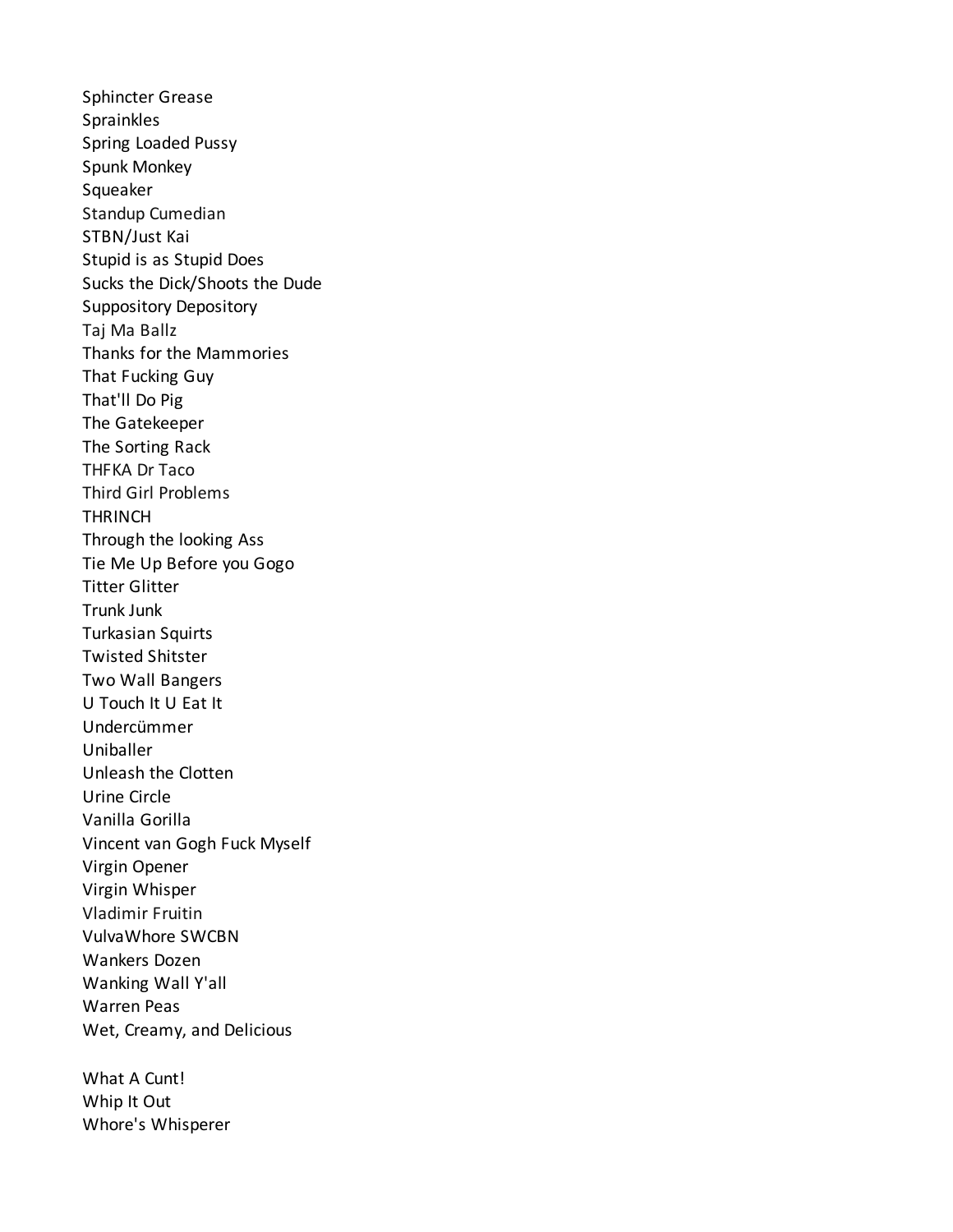Sphincter Grease
Sprainkles
Spring Loaded Pussy
Spunk Monkey
Squeaker
Standup Cumedian
STBN/Just Kai
Stupid is as Stupid Does
Sucks the Dick/Shoots the Dude
Suppository Depository
Taj Ma Ballz
Thanks for the Mammories
That Fucking Guy
That'll Do Pig
The Gatekeeper
The Sorting Rack
THFKA Dr Taco
Third Girl Problems
THRINCH
Through the looking Ass
Tie Me Up Before you Gogo
Titter Glitter
Trunk Junk
Turkasian Squirts
Twisted Shitster
Two Wall Bangers
U Touch It U Eat It
Undercümmer
Uniballer
Unleash the Clotten
Urine Circle
Vanilla Gorilla
Vincent van Gogh Fuck Myself
Virgin Opener
Virgin Whisper
Vladimir Fruitin
VulvaWhore SWCBN
Wankers Dozen
Wanking Wall Y'all
Warren Peas
Wet, Creamy, and Delicious

What A Cunt!
Whip It Out
Whore's Whisperer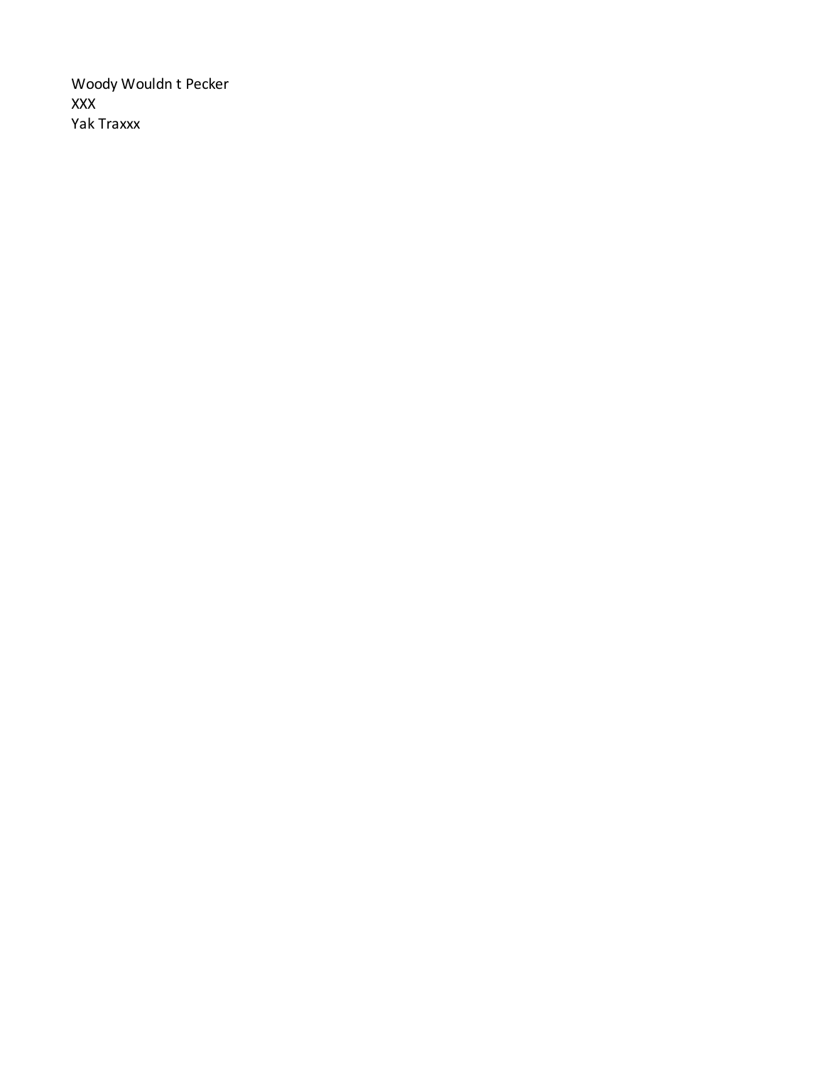Woody Wouldn t Pecker
XXX
Yak Traxxx